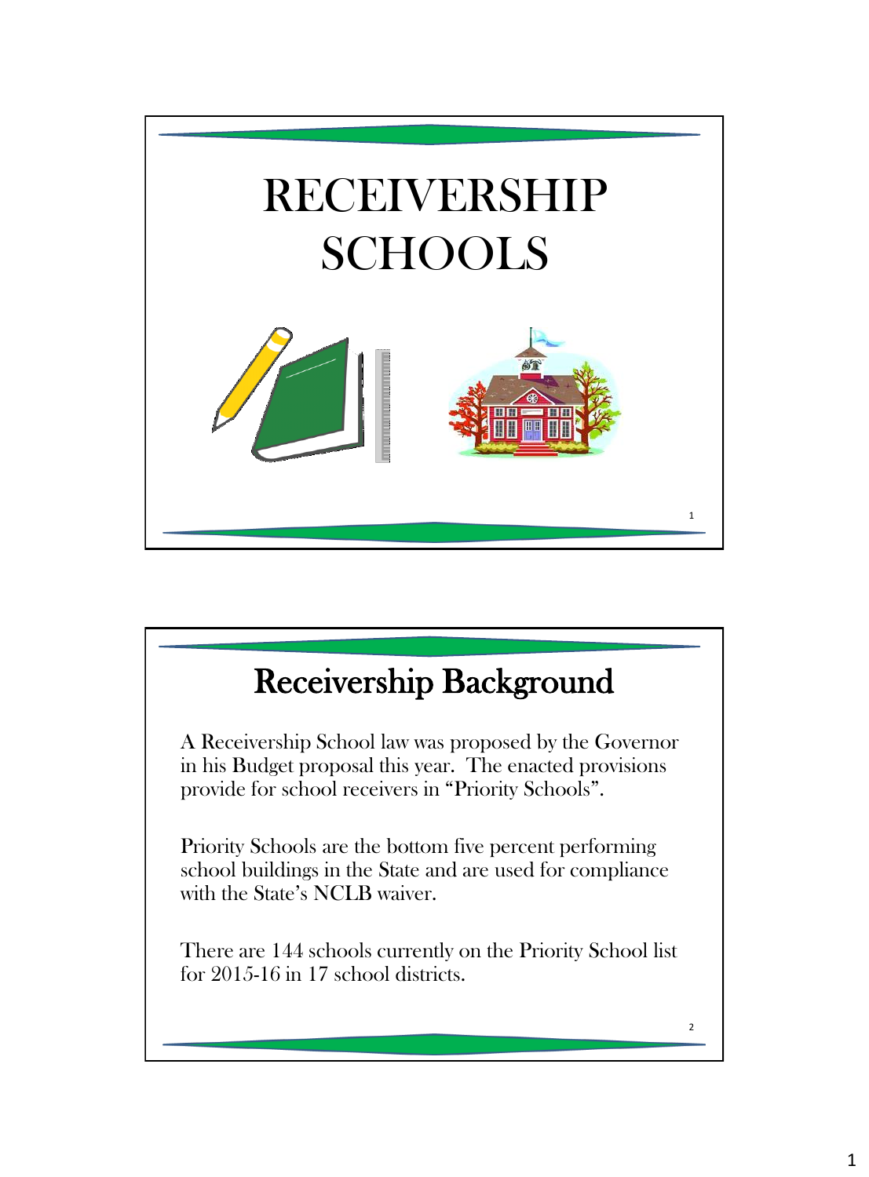# RECEIVERSHIP SCHOOLS

## Receivership Background

A Receivership School law was proposed by the Governor in his Budget proposal this year. The enacted provisions provide for school receivers in "Priority Schools".

Priority Schools are the bottom five percent performing school buildings in the State and are used for compliance with the State's NCLB waiver.

There are 144 schools currently on the Priority School list for 2015-16 in 17 school districts.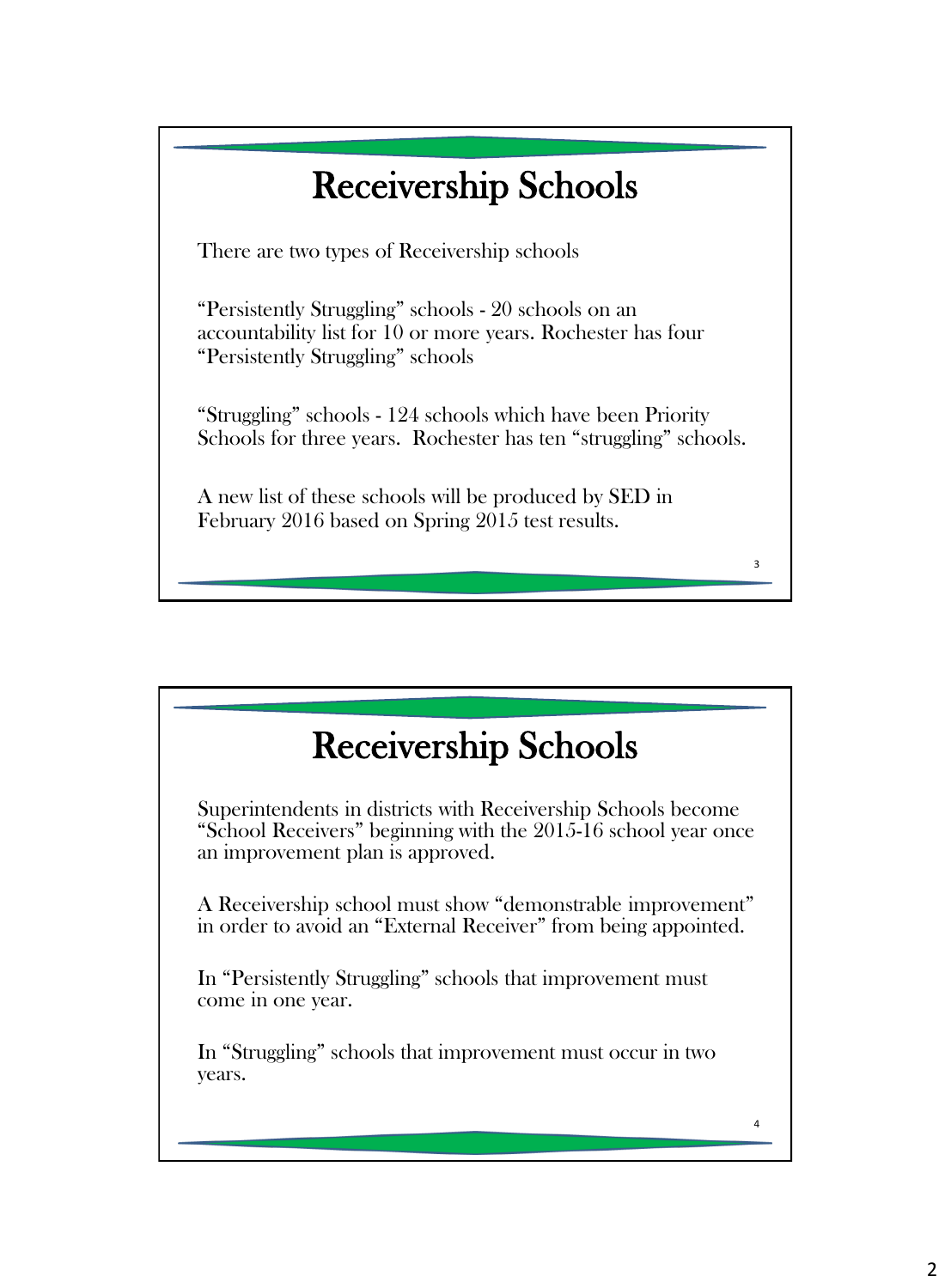# Receivership Schools

There are two types of Receivership schools

"Persistently Struggling" schools - 20 schools on an accountability list for 10 or more years. Rochester has four "Persistently Struggling" schools

"Struggling" schools - 124 schools which have been Priority Schools for three years. Rochester has ten "struggling" schools.

A new list of these schools will be produced by SED in February 2016 based on Spring 2015 test results.

# Receivership Schools

Superintendents in districts with Receivership Schools become "School Receivers" beginning with the 2015-16 school year once an improvement plan is approved.

A Receivership school must show "demonstrable improvement" in order to avoid an "External Receiver" from being appointed.

In "Persistently Struggling" schools that improvement must come in one year.

In "Struggling" schools that improvement must occur in two years.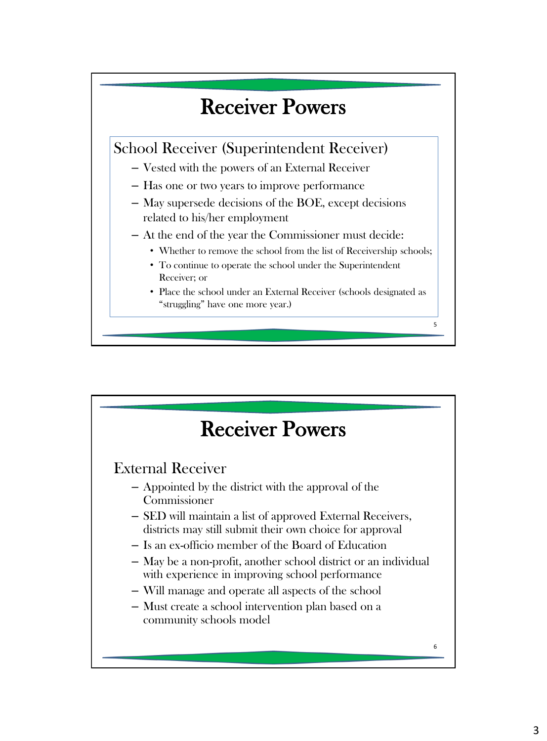# Receiver Powers

## School Receiver (Superintendent Receiver)

- Vested with the powers of an External Receiver
- Has one or two years to improve performance
- May supersede decisions of the BOE, except decisions related to his/her employment
- At the end of the year the Commissioner must decide:
  - Whether to remove the school from the list of Receivership schools;
  - To continue to operate the school under the Superintendent Receiver; or
  - Place the school under an External Receiver (schools designated as "struggling" have one more year.)

# Receiver Powers

## External Receiver

- Appointed by the district with the approval of the Commissioner
- SED will maintain a list of approved External Receivers, districts may still submit their own choice for approval
- Is an ex-officio member of the Board of Education
- May be a non-profit, another school district or an individual with experience in improving school performance
- Will manage and operate all aspects of the school
- Must create a school intervention plan based on a community schools model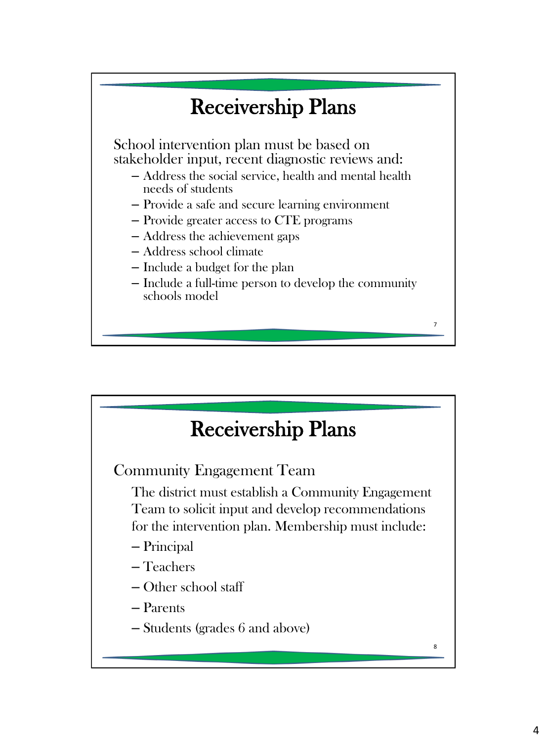# Receivership Plans

School intervention plan must be based on stakeholder input, recent diagnostic reviews and:

- Address the social service, health and mental health needs of students
- Provide a safe and secure learning environment
- Provide greater access to CTE programs
- Address the achievement gaps
- Address school climate
- Include a budget for the plan
- Include a full-time person to develop the community schools model

# Receivership Plans

## Community Engagement Team

The district must establish a Community Engagement Team to solicit input and develop recommendations for the intervention plan. Membership must include:

- Principal
- Teachers
- Other school staff
- Parents
- Students (grades 6 and above)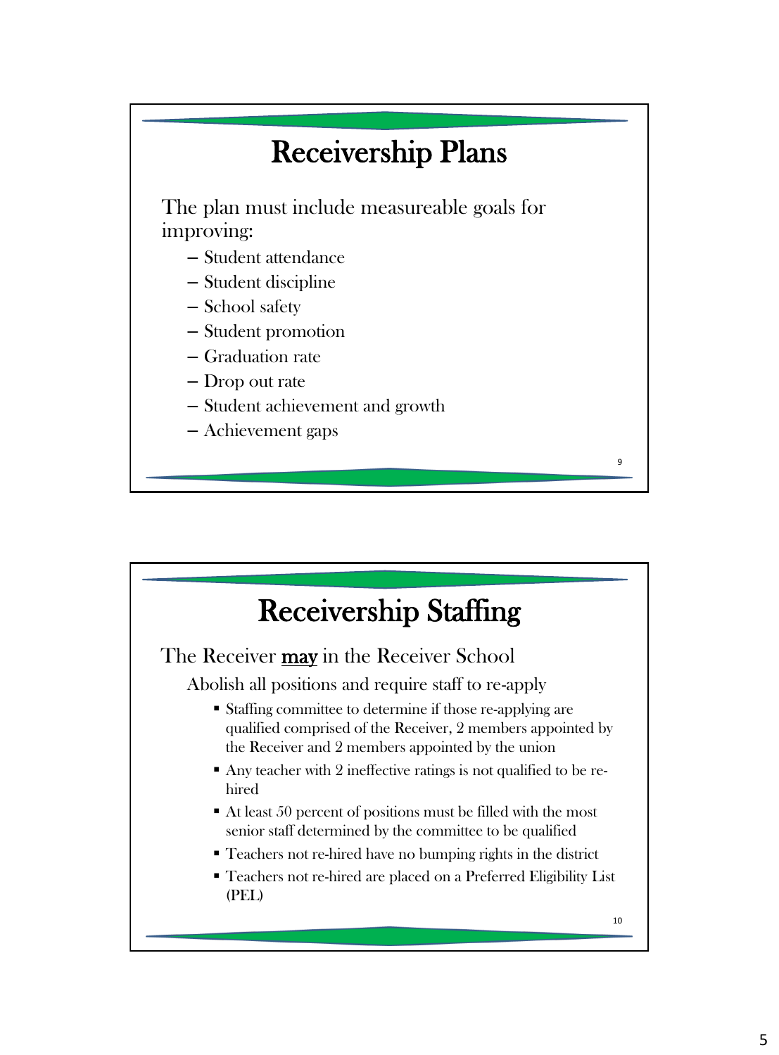# Receivership Plans

The plan must include measureable goals for improving:

- Student attendance
- Student discipline
- School safety
- Student promotion
- Graduation rate
- Drop out rate
- Student achievement and growth
- Achievement gaps

# Receivership Staffing

The Receiver <u>**may**</u> in the Receiver School

Abolish all positions and require staff to re-apply

- Staffing committee to determine if those re-applying are qualified comprised of the Receiver, 2 members appointed by the Receiver and 2 members appointed by the union
- Any teacher with 2 ineffective ratings is not qualified to be re-hired
- At least 50 percent of positions must be filled with the most senior staff determined by the committee to be qualified
- Teachers not re-hired have no bumping rights in the district
- Teachers not re-hired are placed on a Preferred Eligibility List (PEL)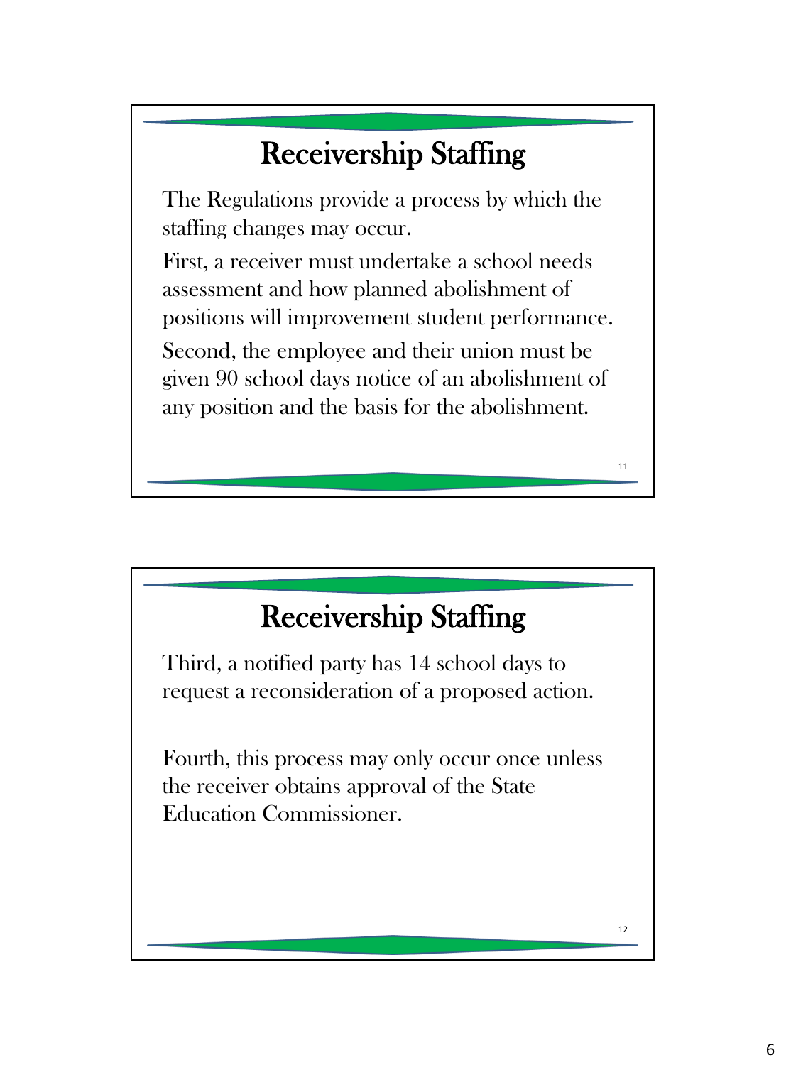## Receivership Staffing

The Regulations provide a process by which the staffing changes may occur.

First, a receiver must undertake a school needs assessment and how planned abolishment of positions will improvement student performance.

Second, the employee and their union must be given 90 school days notice of an abolishment of any position and the basis for the abolishment.

## Receivership Staffing

Third, a notified party has 14 school days to request a reconsideration of a proposed action.

Fourth, this process may only occur once unless the receiver obtains approval of the State Education Commissioner.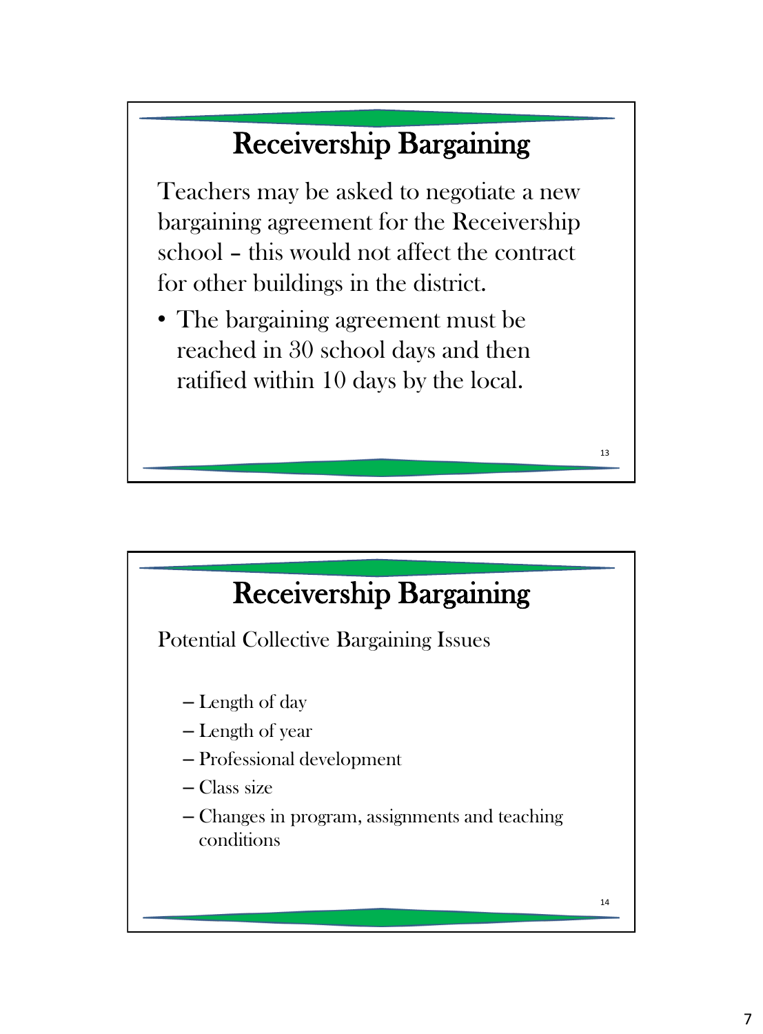## Receivership Bargaining

Teachers may be asked to negotiate a new bargaining agreement for the Receivership school – this would not affect the contract for other buildings in the district.

- The bargaining agreement must be reached in 30 school days and then ratified within 10 days by the local.

## Receivership Bargaining

Potential Collective Bargaining Issues

- Length of day
- Length of year
- Professional development
- Class size
- Changes in program, assignments and teaching conditions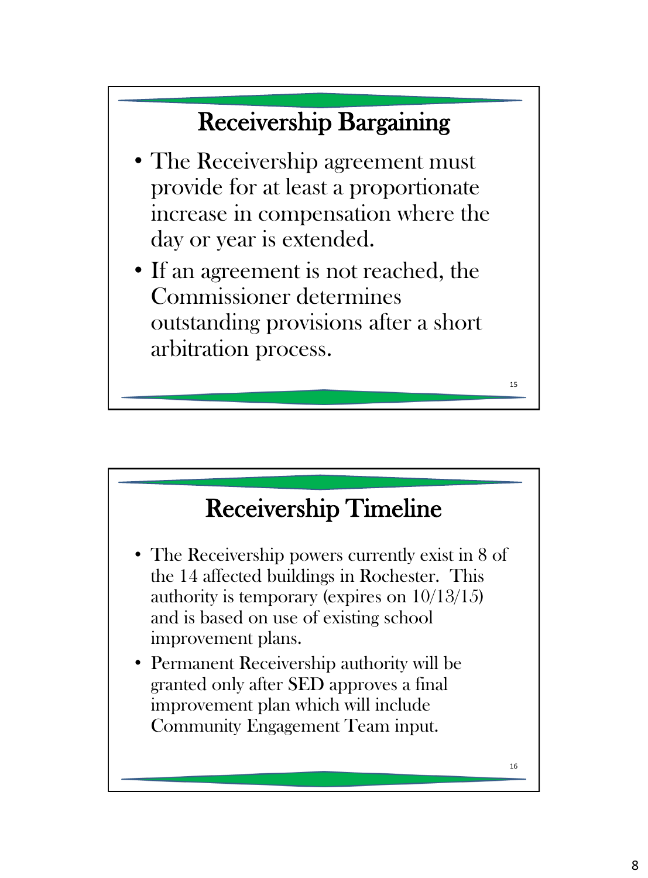## Receivership Bargaining

- The Receivership agreement must provide for at least a proportionate increase in compensation where the day or year is extended.
- If an agreement is not reached, the Commissioner determines outstanding provisions after a short arbitration process.

## Receivership Timeline

- The Receivership powers currently exist in 8 of the 14 affected buildings in Rochester. This authority is temporary (expires on 10/13/15) and is based on use of existing school improvement plans.
- Permanent Receivership authority will be granted only after SED approves a final improvement plan which will include Community Engagement Team input.